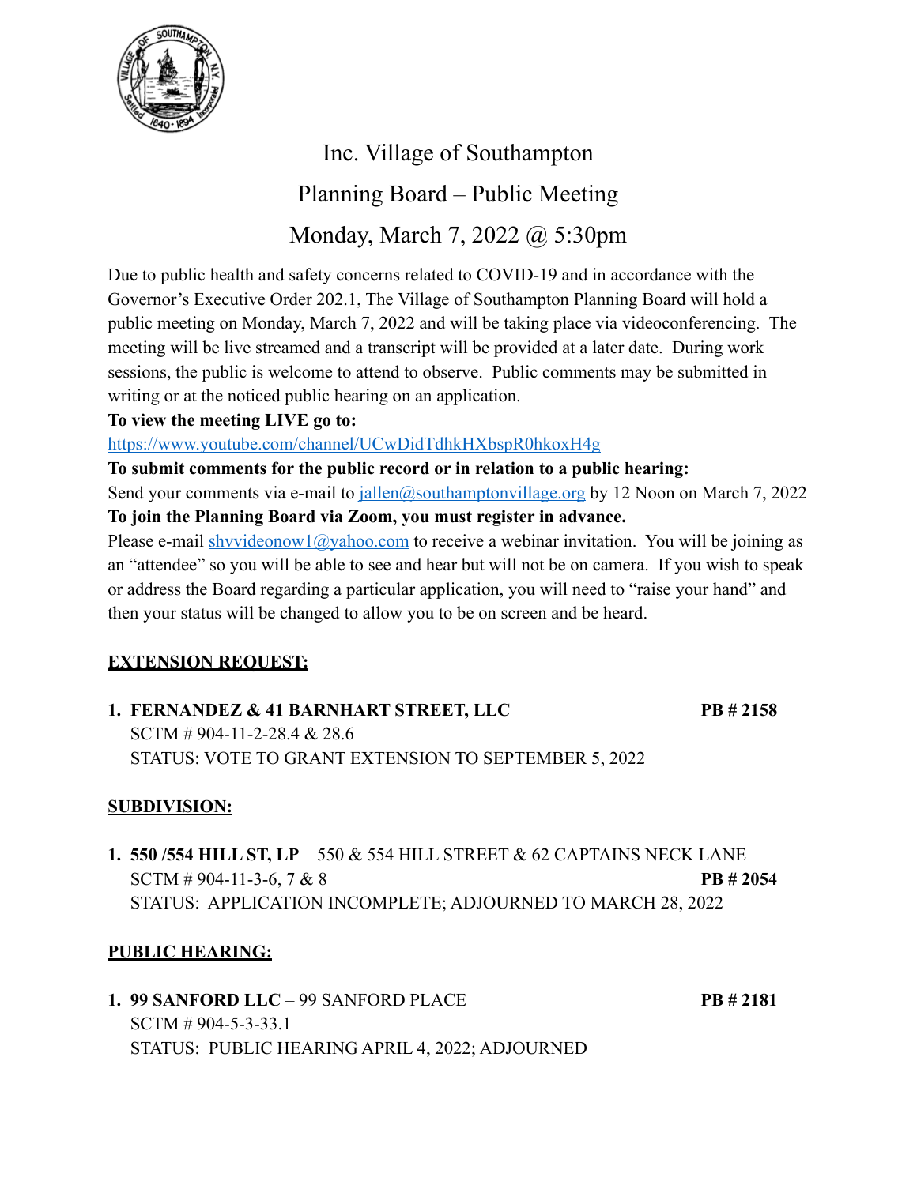# Inc. Village of Southampton

## Planning Board – Public Meeting

## Monday, March 7, 2022 @ 5:30pm

Due to public health and safety concerns related to COVID-19 and in accordance with the Governor's Executive Order 202.1, The Village of Southampton Planning Board will hold a public meeting on Monday, March 7, 2022 and will be taking place via videoconferencing. The meeting will be live streamed and a transcript will be provided at a later date. During work sessions, the public is welcome to attend to observe. Public comments may be submitted in writing or at the noticed public hearing on an application.

**To view the meeting LIVE go to:**
https://www.youtube.com/channel/UCwDidTdhkHXbspR0hkoxH4g

**To submit comments for the public record or in relation to a public hearing:**
Send your comments via e-mail to jallen@southamptonvillage.org by 12 Noon on March 7, 2022

**To join the Planning Board via Zoom, you must register in advance.**
Please e-mail shvvideonow1@yahoo.com to receive a webinar invitation. You will be joining as an "attendee" so you will be able to see and hear but will not be on camera. If you wish to speak or address the Board regarding a particular application, you will need to "raise your hand" and then your status will be changed to allow you to be on screen and be heard.

**<u>EXTENSION REQUEST:</u>**

1. **FERNANDEZ & 41 BARNHART STREET, LLC** **PB # 2158**
   SCTM # 904-11-2-28.4 & 28.6
   STATUS: VOTE TO GRANT EXTENSION TO SEPTEMBER 5, 2022

**<u>SUBDIVISION:</u>**

1. **550 /554 HILL ST, LP** – 550 & 554 HILL STREET & 62 CAPTAINS NECK LANE
   SCTM # 904-11-3-6, 7 & 8 **PB # 2054**
   STATUS: APPLICATION INCOMPLETE; ADJOURNED TO MARCH 28, 2022

**<u>PUBLIC HEARING:</u>**

1. **99 SANFORD LLC** – 99 SANFORD PLACE **PB # 2181**
   SCTM # 904-5-3-33.1
   STATUS: PUBLIC HEARING APRIL 4, 2022; ADJOURNED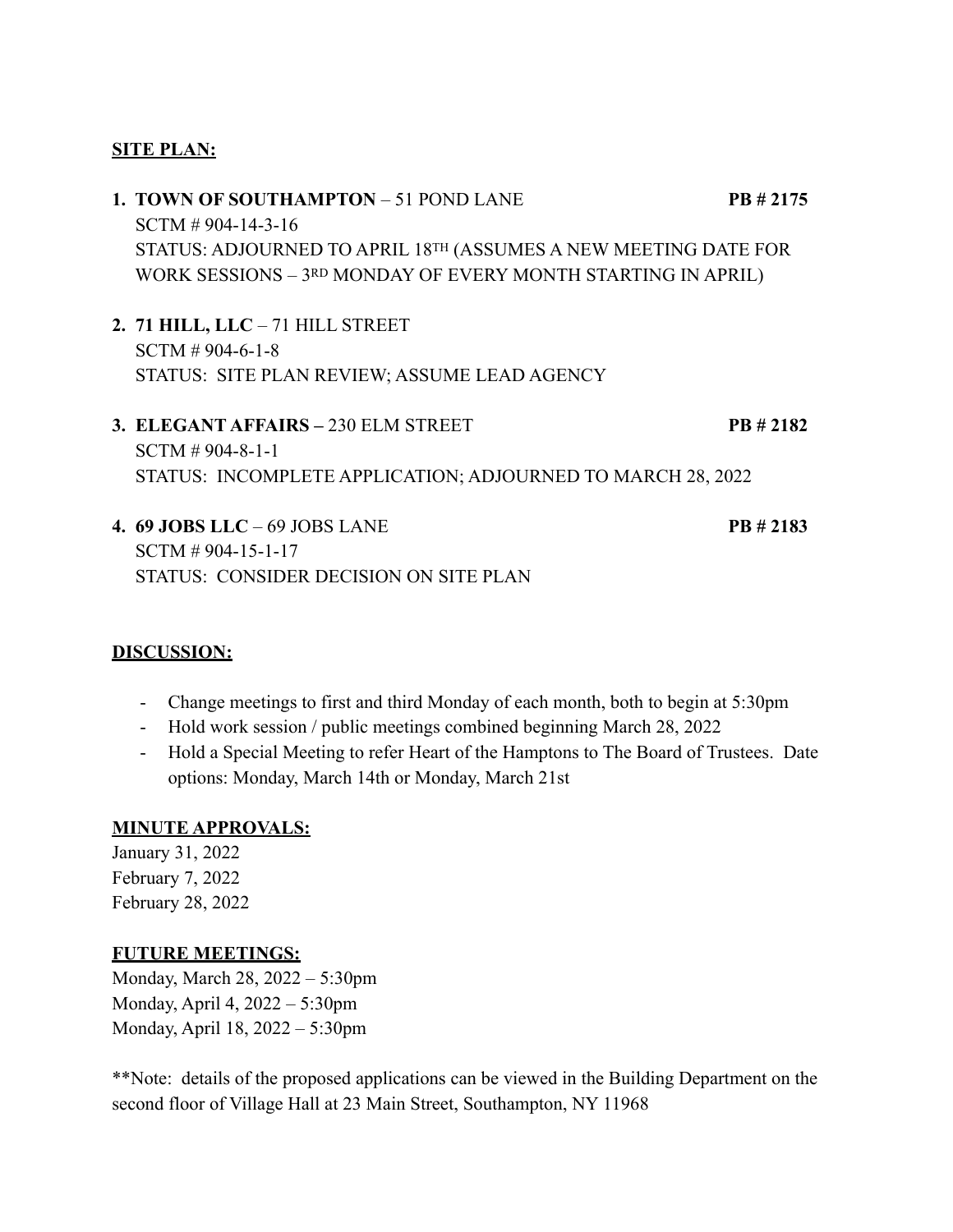**SITE PLAN:**

1. **TOWN OF SOUTHAMPTON** – 51 POND LANE **PB # 2175**
   SCTM # 904-14-3-16
   STATUS: ADJOURNED TO APRIL 18TH (ASSUMES A NEW MEETING DATE FOR WORK SESSIONS – 3RD MONDAY OF EVERY MONTH STARTING IN APRIL)

2. **71 HILL, LLC** – 71 HILL STREET
   SCTM # 904-6-1-8
   STATUS: SITE PLAN REVIEW; ASSUME LEAD AGENCY

3. **ELEGANT AFFAIRS –** 230 ELM STREET **PB # 2182**
   SCTM # 904-8-1-1
   STATUS: INCOMPLETE APPLICATION; ADJOURNED TO MARCH 28, 2022

4. **69 JOBS LLC** – 69 JOBS LANE **PB # 2183**
   SCTM # 904-15-1-17
   STATUS: CONSIDER DECISION ON SITE PLAN

**DISCUSSION:**

- Change meetings to first and third Monday of each month, both to begin at 5:30pm
- Hold work session / public meetings combined beginning March 28, 2022
- Hold a Special Meeting to refer Heart of the Hamptons to The Board of Trustees. Date options: Monday, March 14th or Monday, March 21st

**MINUTE APPROVALS:**

January 31, 2022
February 7, 2022
February 28, 2022

**FUTURE MEETINGS:**

Monday, March 28, 2022 – 5:30pm
Monday, April 4, 2022 – 5:30pm
Monday, April 18, 2022 – 5:30pm

**Note: details of the proposed applications can be viewed in the Building Department on the second floor of Village Hall at 23 Main Street, Southampton, NY 11968